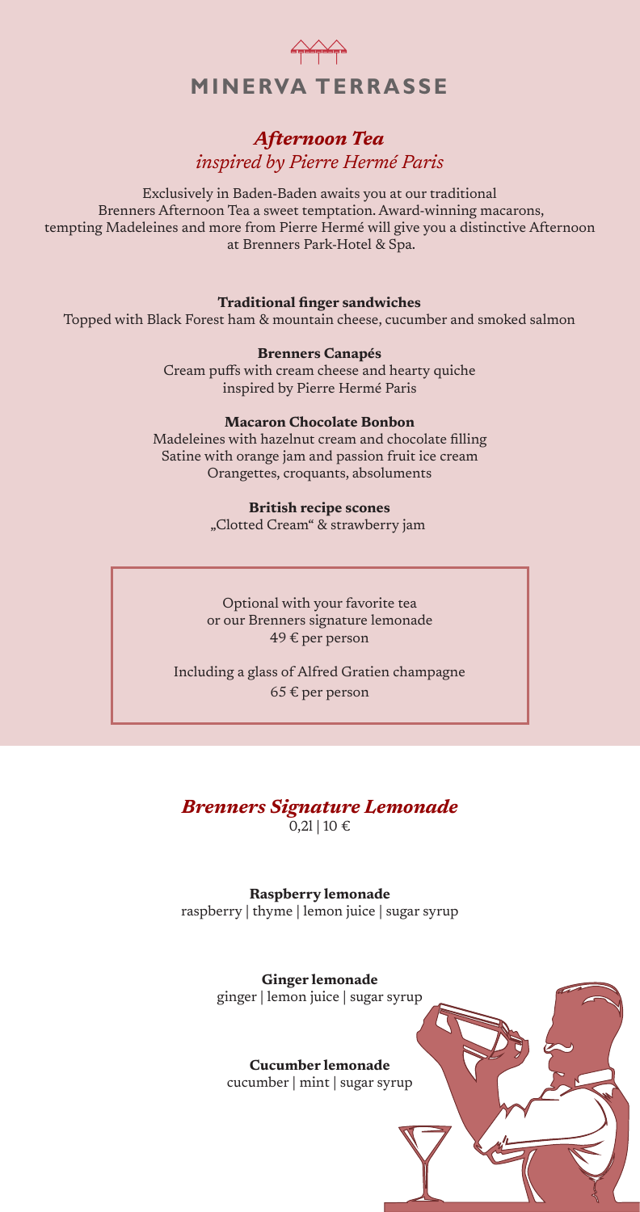# MINERVA TERRASSE

## *Afternoon Tea*
*inspired by Pierre Hermé Paris*

Exclusively in Baden-Baden awaits you at our traditional Brenners Afternoon Tea a sweet temptation. Award-winning macarons, tempting Madeleines and more from Pierre Hermé will give you a distinctive Afternoon at Brenners Park-Hotel & Spa.

**Traditional finger sandwiches**
Topped with Black Forest ham & mountain cheese, cucumber and smoked salmon

**Brenners Canapés**
Cream puffs with cream cheese and hearty quiche
inspired by Pierre Hermé Paris

**Macaron Chocolate Bonbon**
Madeleines with hazelnut cream and chocolate filling
Satine with orange jam and passion fruit ice cream
Orangettes, croquants, absoluments

**British recipe scones**
„Clotted Cream" & strawberry jam

Optional with your favorite tea
or our Brenners signature lemonade
49 € per person

Including a glass of Alfred Gratien champagne
65 € per person

## *Brenners Signature Lemonade*
0,2l | 10 €

**Raspberry lemonade**
raspberry | thyme | lemon juice | sugar syrup

**Ginger lemonade**
ginger | lemon juice | sugar syrup

**Cucumber lemonade**
cucumber | mint | sugar syrup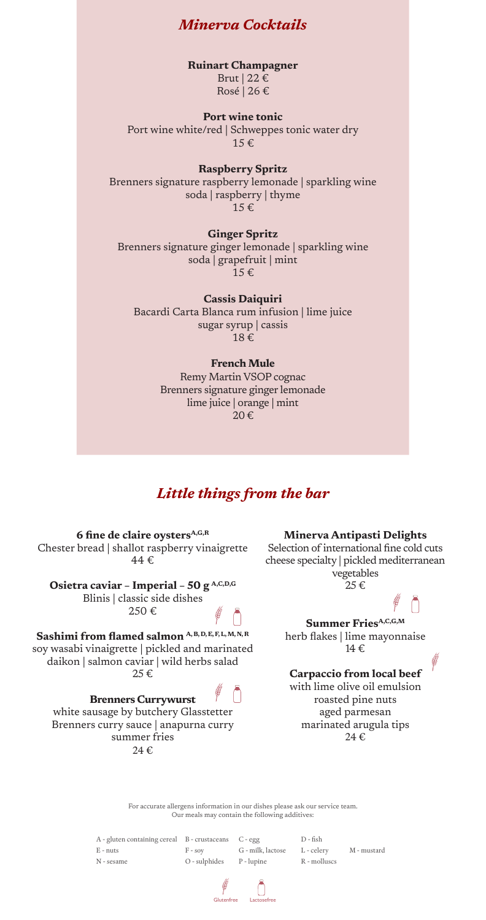## *Minerva Cocktails*

**Ruinart Champagner**
Brut | 22 €
Rosé | 26 €

**Port wine tonic**
Port wine white/red | Schweppes tonic water dry
15 €

**Raspberry Spritz**
Brenners signature raspberry lemonade | sparkling wine
soda | raspberry | thyme
15 €

**Ginger Spritz**
Brenners signature ginger lemonade | sparkling wine
soda | grapefruit | mint
15 €

**Cassis Daiquiri**
Bacardi Carta Blanca rum infusion | lime juice
sugar syrup | cassis
18 €

**French Mule**
Remy Martin VSOP cognac
Brenners signature ginger lemonade
lime juice | orange | mint
20 €

## *Little things from the bar*

**6 fine de claire oysters** A,G,R
Chester bread | shallot raspberry vinaigrette
44 €

**Osietra caviar – Imperial – 50 g** A,C,D,G
Blinis | classic side dishes
250 €

**Sashimi from flamed salmon** A, B, D, E, F, L, M, N, R
soy wasabi vinaigrette | pickled and marinated daikon | salmon caviar | wild herbs salad
25 €

**Brenners Currywurst** (Glutenfree, Lactosefree)
white sausage by butchery Glasstetter
Brenners curry sauce | anapurna curry
summer fries
24 €

**Minerva Antipasti Delights**
Selection of international fine cold cuts
cheese specialty | pickled mediterranean vegetables
25 €

**Summer Fries** A,C,G,M (Glutenfree, Lactosefree)
herb flakes | lime mayonnaise
14 €

**Carpaccio from local beef** (Glutenfree)
with lime olive oil emulsion
roasted pine nuts
aged parmesan
marinated arugula tips
24 €

For accurate allergens information in our dishes please ask our service team.
Our meals may contain the following additives:

| | | | | |
|---|---|---|---|---|
| A - gluten containing cereal | B - crustaceans | C - egg | D - fish | |
| E - nuts | F - soy | G - milk, lactose | L - celery | M - mustard |
| N - sesame | O - sulphides | P - lupine | R - molluscs | |

Glutenfree Lactosefree